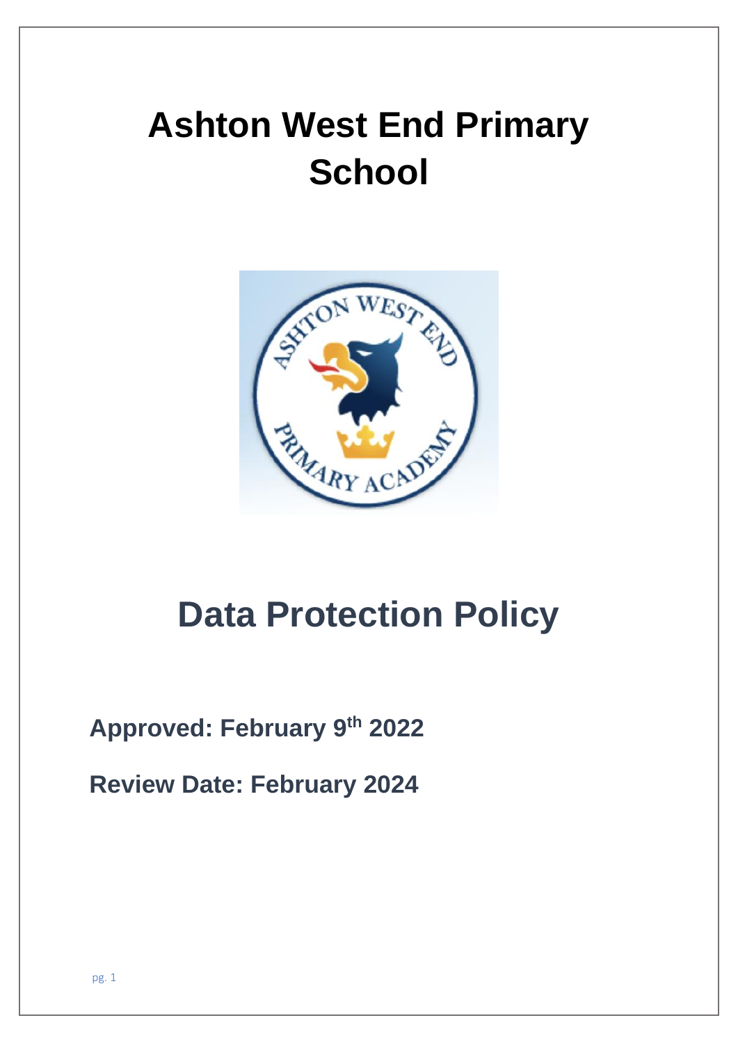# Ashton West End Primary School

# Data Protection Policy

**Approved: February 9th 2022**

**Review Date: February 2024**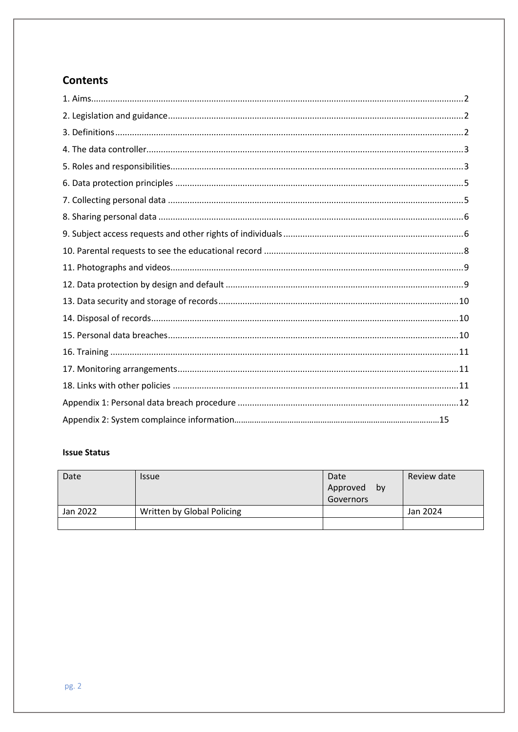## Contents

1. Aims.......................................................................................................................................2
2. Legislation and guidance......................................................................................................2
3. Definitions.............................................................................................................................2
4. The data controller................................................................................................................3
5. Roles and responsibilities......................................................................................................3
6. Data protection principles ....................................................................................................5
7. Collecting personal data .......................................................................................................5
8. Sharing personal data ...........................................................................................................6
9. Subject access requests and other rights of individuals........................................................6
10. Parental requests to see the educational record ................................................................8
11. Photographs and videos......................................................................................................9
12. Data protection by design and default ...............................................................................9
13. Data security and storage of records.................................................................................10
14. Disposal of records............................................................................................................10
15. Personal data breaches......................................................................................................10
16. Training .............................................................................................................................11
17. Monitoring arrangements..................................................................................................11
18. Links with other policies ....................................................................................................11

Appendix 1: Personal data breach procedure ........................................................................12

Appendix 2: System complaince information.........................................................................15

**Issue Status**

| Date | Issue | Date Approved by Governors | Review date |
|---|---|---|---|
| Jan 2022 | Written by Global Policing | | Jan 2024 |
| | | | |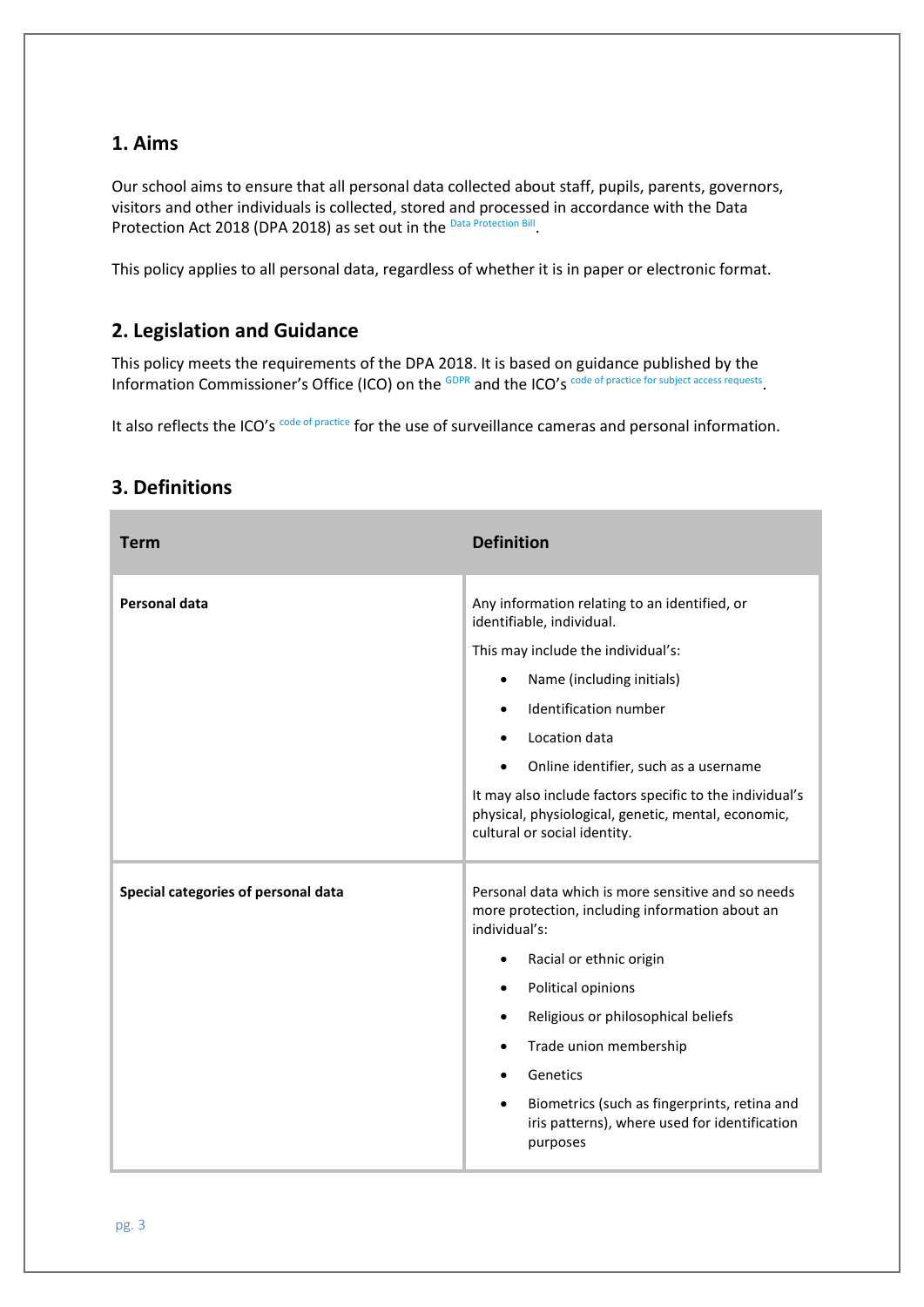## 1. Aims

Our school aims to ensure that all personal data collected about staff, pupils, parents, governors, visitors and other individuals is collected, stored and processed in accordance with the Data Protection Act 2018 (DPA 2018) as set out in the Data Protection Bill.

This policy applies to all personal data, regardless of whether it is in paper or electronic format.

## 2. Legislation and Guidance

This policy meets the requirements of the DPA 2018. It is based on guidance published by the Information Commissioner's Office (ICO) on the GDPR and the ICO's code of practice for subject access requests.

It also reflects the ICO's code of practice for the use of surveillance cameras and personal information.

## 3. Definitions

| Term | Definition |
|---|---|
| **Personal data** | Any information relating to an identified, or identifiable, individual.<br><br>This may include the individual's:<br>• Name (including initials)<br>• Identification number<br>• Location data<br>• Online identifier, such as a username<br><br>It may also include factors specific to the individual's physical, physiological, genetic, mental, economic, cultural or social identity. |
| **Special categories of personal data** | Personal data which is more sensitive and so needs more protection, including information about an individual's:<br>• Racial or ethnic origin<br>• Political opinions<br>• Religious or philosophical beliefs<br>• Trade union membership<br>• Genetics<br>• Biometrics (such as fingerprints, retina and iris patterns), where used for identification purposes |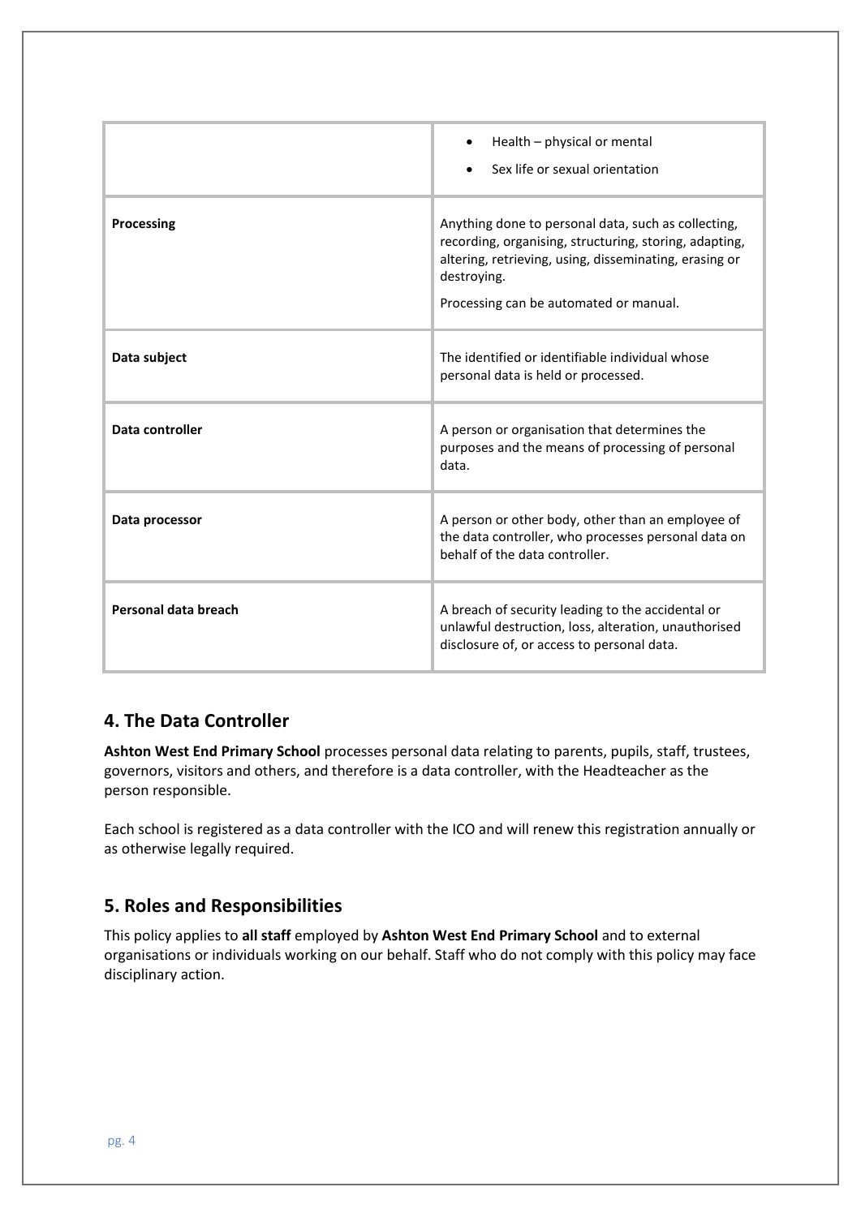| | |
|---|---|
| | • Health – physical or mental<br>• Sex life or sexual orientation |
| **Processing** | Anything done to personal data, such as collecting, recording, organising, structuring, storing, adapting, altering, retrieving, using, disseminating, erasing or destroying.<br><br>Processing can be automated or manual. |
| **Data subject** | The identified or identifiable individual whose personal data is held or processed. |
| **Data controller** | A person or organisation that determines the purposes and the means of processing of personal data. |
| **Data processor** | A person or other body, other than an employee of the data controller, who processes personal data on behalf of the data controller. |
| **Personal data breach** | A breach of security leading to the accidental or unlawful destruction, loss, alteration, unauthorised disclosure of, or access to personal data. |

## 4. The Data Controller

**Ashton West End Primary School** processes personal data relating to parents, pupils, staff, trustees, governors, visitors and others, and therefore is a data controller, with the Headteacher as the person responsible.

Each school is registered as a data controller with the ICO and will renew this registration annually or as otherwise legally required.

## 5. Roles and Responsibilities

This policy applies to **all staff** employed by **Ashton West End Primary School** and to external organisations or individuals working on our behalf. Staff who do not comply with this policy may face disciplinary action.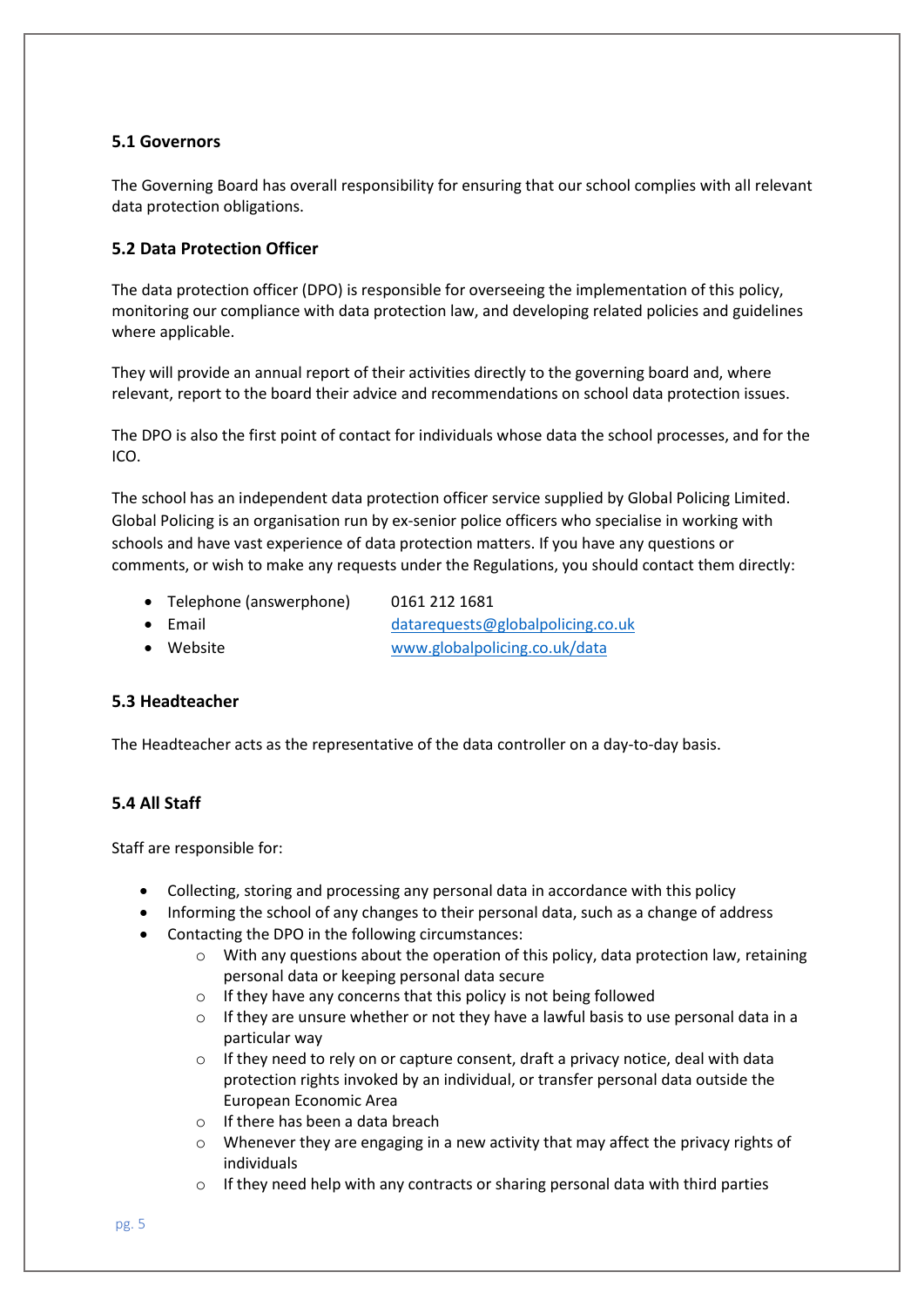### 5.1 Governors

The Governing Board has overall responsibility for ensuring that our school complies with all relevant data protection obligations.

### 5.2 Data Protection Officer

The data protection officer (DPO) is responsible for overseeing the implementation of this policy, monitoring our compliance with data protection law, and developing related policies and guidelines where applicable.

They will provide an annual report of their activities directly to the governing board and, where relevant, report to the board their advice and recommendations on school data protection issues.

The DPO is also the first point of contact for individuals whose data the school processes, and for the ICO.

The school has an independent data protection officer service supplied by Global Policing Limited. Global Policing is an organisation run by ex-senior police officers who specialise in working with schools and have vast experience of data protection matters. If you have any questions or comments, or wish to make any requests under the Regulations, you should contact them directly:

- Telephone (answerphone) 0161 212 1681
- Email [datarequests@globalpolicing.co.uk](mailto:datarequests@globalpolicing.co.uk)
- Website [www.globalpolicing.co.uk/data](http://www.globalpolicing.co.uk/data)

### 5.3 Headteacher

The Headteacher acts as the representative of the data controller on a day-to-day basis.

### 5.4 All Staff

Staff are responsible for:

- Collecting, storing and processing any personal data in accordance with this policy
- Informing the school of any changes to their personal data, such as a change of address
- Contacting the DPO in the following circumstances:
  - With any questions about the operation of this policy, data protection law, retaining personal data or keeping personal data secure
  - If they have any concerns that this policy is not being followed
  - If they are unsure whether or not they have a lawful basis to use personal data in a particular way
  - If they need to rely on or capture consent, draft a privacy notice, deal with data protection rights invoked by an individual, or transfer personal data outside the European Economic Area
  - If there has been a data breach
  - Whenever they are engaging in a new activity that may affect the privacy rights of individuals
  - If they need help with any contracts or sharing personal data with third parties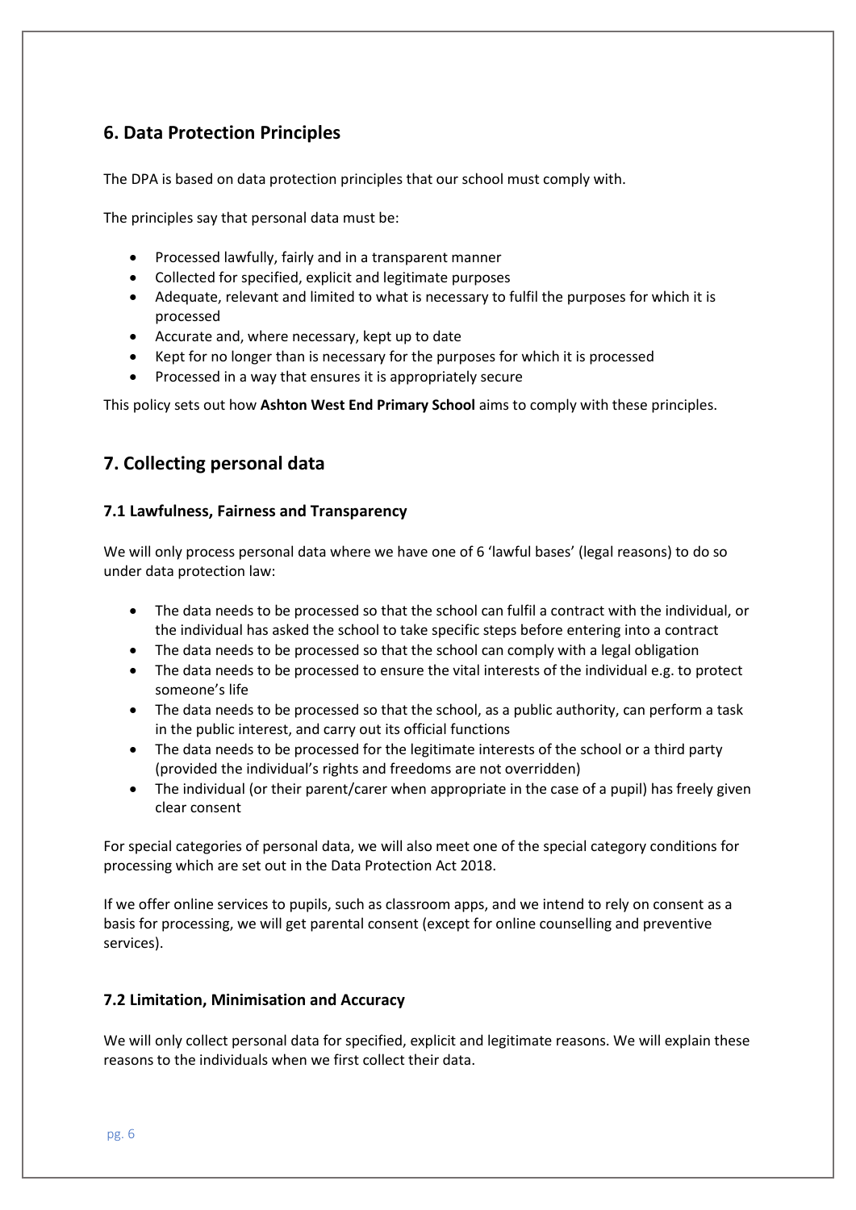## 6. Data Protection Principles

The DPA is based on data protection principles that our school must comply with.

The principles say that personal data must be:

- Processed lawfully, fairly and in a transparent manner
- Collected for specified, explicit and legitimate purposes
- Adequate, relevant and limited to what is necessary to fulfil the purposes for which it is processed
- Accurate and, where necessary, kept up to date
- Kept for no longer than is necessary for the purposes for which it is processed
- Processed in a way that ensures it is appropriately secure

This policy sets out how **Ashton West End Primary School** aims to comply with these principles.

## 7. Collecting personal data

### 7.1 Lawfulness, Fairness and Transparency

We will only process personal data where we have one of 6 'lawful bases' (legal reasons) to do so under data protection law:

- The data needs to be processed so that the school can fulfil a contract with the individual, or the individual has asked the school to take specific steps before entering into a contract
- The data needs to be processed so that the school can comply with a legal obligation
- The data needs to be processed to ensure the vital interests of the individual e.g. to protect someone's life
- The data needs to be processed so that the school, as a public authority, can perform a task in the public interest, and carry out its official functions
- The data needs to be processed for the legitimate interests of the school or a third party (provided the individual's rights and freedoms are not overridden)
- The individual (or their parent/carer when appropriate in the case of a pupil) has freely given clear consent

For special categories of personal data, we will also meet one of the special category conditions for processing which are set out in the Data Protection Act 2018.

If we offer online services to pupils, such as classroom apps, and we intend to rely on consent as a basis for processing, we will get parental consent (except for online counselling and preventive services).

### 7.2 Limitation, Minimisation and Accuracy

We will only collect personal data for specified, explicit and legitimate reasons. We will explain these reasons to the individuals when we first collect their data.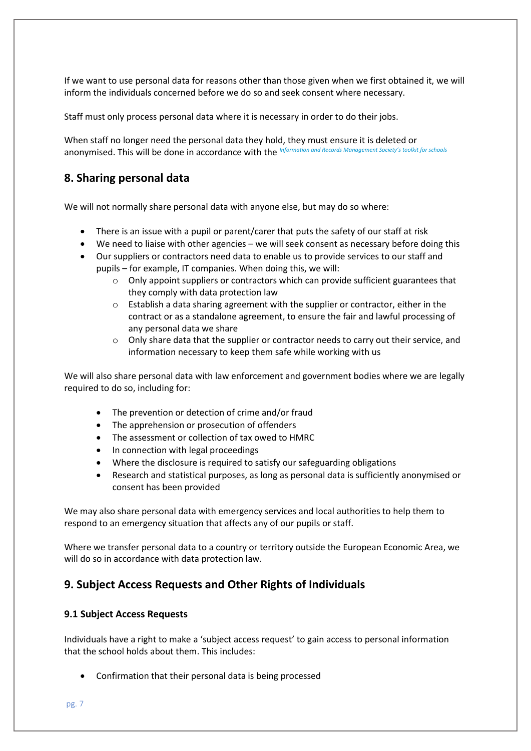If we want to use personal data for reasons other than those given when we first obtained it, we will inform the individuals concerned before we do so and seek consent where necessary.

Staff must only process personal data where it is necessary in order to do their jobs.

When staff no longer need the personal data they hold, they must ensure it is deleted or anonymised. This will be done in accordance with the *Information and Records Management Society's toolkit for schools*

## 8. Sharing personal data

We will not normally share personal data with anyone else, but may do so where:

- There is an issue with a pupil or parent/carer that puts the safety of our staff at risk
- We need to liaise with other agencies – we will seek consent as necessary before doing this
- Our suppliers or contractors need data to enable us to provide services to our staff and pupils – for example, IT companies. When doing this, we will:
    - Only appoint suppliers or contractors which can provide sufficient guarantees that they comply with data protection law
    - Establish a data sharing agreement with the supplier or contractor, either in the contract or as a standalone agreement, to ensure the fair and lawful processing of any personal data we share
    - Only share data that the supplier or contractor needs to carry out their service, and information necessary to keep them safe while working with us

We will also share personal data with law enforcement and government bodies where we are legally required to do so, including for:

- The prevention or detection of crime and/or fraud
- The apprehension or prosecution of offenders
- The assessment or collection of tax owed to HMRC
- In connection with legal proceedings
- Where the disclosure is required to satisfy our safeguarding obligations
- Research and statistical purposes, as long as personal data is sufficiently anonymised or consent has been provided

We may also share personal data with emergency services and local authorities to help them to respond to an emergency situation that affects any of our pupils or staff.

Where we transfer personal data to a country or territory outside the European Economic Area, we will do so in accordance with data protection law.

## 9. Subject Access Requests and Other Rights of Individuals

### 9.1 Subject Access Requests

Individuals have a right to make a 'subject access request' to gain access to personal information that the school holds about them. This includes:

- Confirmation that their personal data is being processed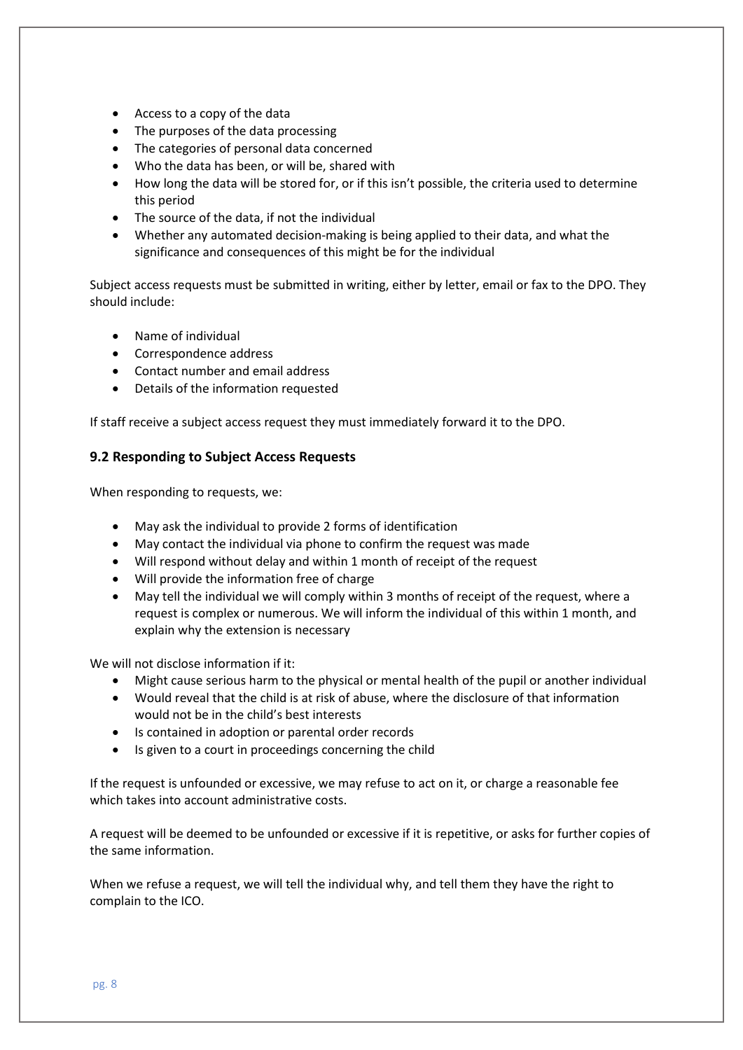- Access to a copy of the data
- The purposes of the data processing
- The categories of personal data concerned
- Who the data has been, or will be, shared with
- How long the data will be stored for, or if this isn't possible, the criteria used to determine this period
- The source of the data, if not the individual
- Whether any automated decision-making is being applied to their data, and what the significance and consequences of this might be for the individual

Subject access requests must be submitted in writing, either by letter, email or fax to the DPO. They should include:

- Name of individual
- Correspondence address
- Contact number and email address
- Details of the information requested

If staff receive a subject access request they must immediately forward it to the DPO.

### 9.2 Responding to Subject Access Requests

When responding to requests, we:

- May ask the individual to provide 2 forms of identification
- May contact the individual via phone to confirm the request was made
- Will respond without delay and within 1 month of receipt of the request
- Will provide the information free of charge
- May tell the individual we will comply within 3 months of receipt of the request, where a request is complex or numerous. We will inform the individual of this within 1 month, and explain why the extension is necessary

We will not disclose information if it:

- Might cause serious harm to the physical or mental health of the pupil or another individual
- Would reveal that the child is at risk of abuse, where the disclosure of that information would not be in the child's best interests
- Is contained in adoption or parental order records
- Is given to a court in proceedings concerning the child

If the request is unfounded or excessive, we may refuse to act on it, or charge a reasonable fee which takes into account administrative costs.

A request will be deemed to be unfounded or excessive if it is repetitive, or asks for further copies of the same information.

When we refuse a request, we will tell the individual why, and tell them they have the right to complain to the ICO.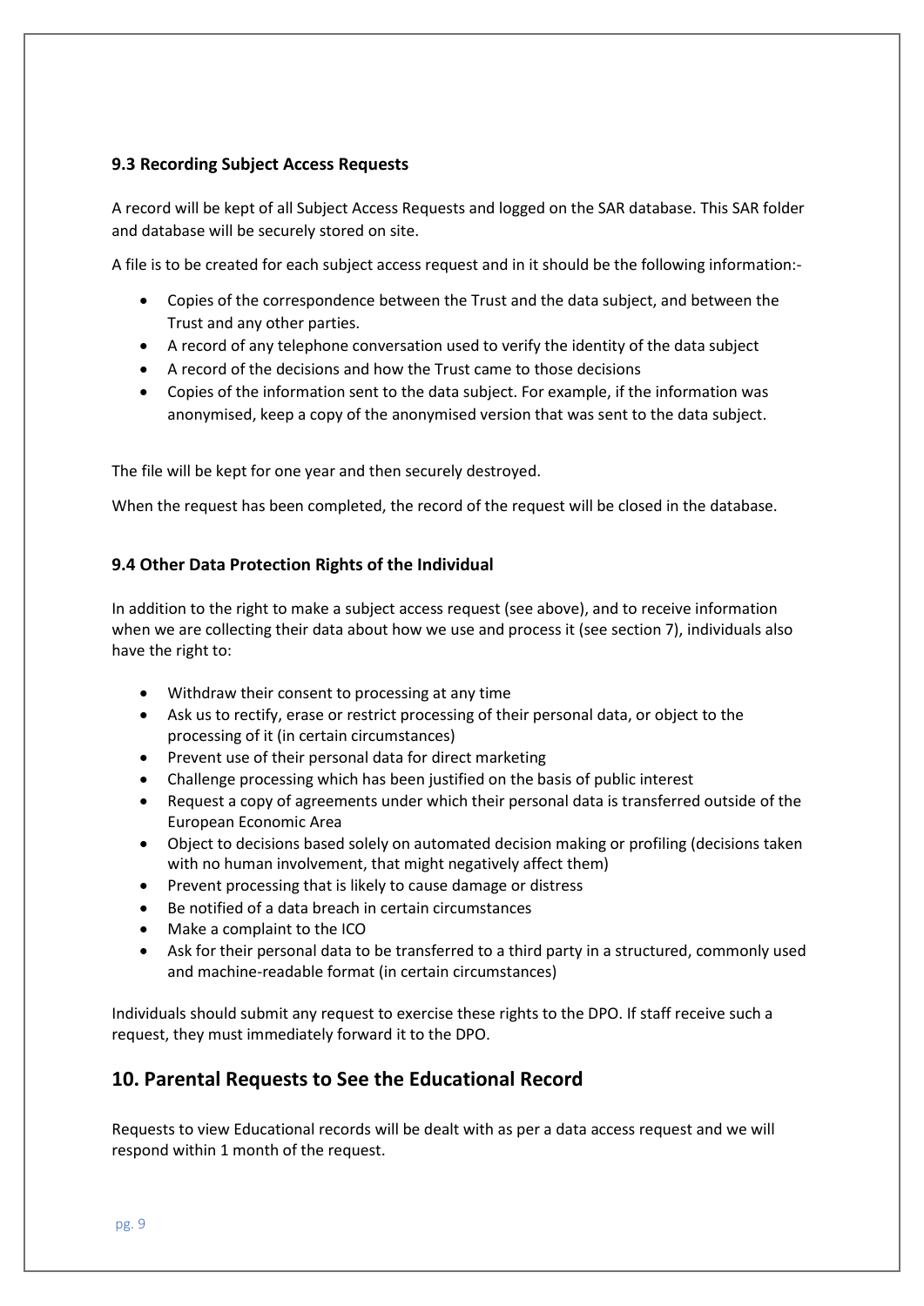### 9.3 Recording Subject Access Requests

A record will be kept of all Subject Access Requests and logged on the SAR database. This SAR folder and database will be securely stored on site.

A file is to be created for each subject access request and in it should be the following information:-

- Copies of the correspondence between the Trust and the data subject, and between the Trust and any other parties.
- A record of any telephone conversation used to verify the identity of the data subject
- A record of the decisions and how the Trust came to those decisions
- Copies of the information sent to the data subject. For example, if the information was anonymised, keep a copy of the anonymised version that was sent to the data subject.

The file will be kept for one year and then securely destroyed.

When the request has been completed, the record of the request will be closed in the database.

### 9.4 Other Data Protection Rights of the Individual

In addition to the right to make a subject access request (see above), and to receive information when we are collecting their data about how we use and process it (see section 7), individuals also have the right to:

- Withdraw their consent to processing at any time
- Ask us to rectify, erase or restrict processing of their personal data, or object to the processing of it (in certain circumstances)
- Prevent use of their personal data for direct marketing
- Challenge processing which has been justified on the basis of public interest
- Request a copy of agreements under which their personal data is transferred outside of the European Economic Area
- Object to decisions based solely on automated decision making or profiling (decisions taken with no human involvement, that might negatively affect them)
- Prevent processing that is likely to cause damage or distress
- Be notified of a data breach in certain circumstances
- Make a complaint to the ICO
- Ask for their personal data to be transferred to a third party in a structured, commonly used and machine-readable format (in certain circumstances)

Individuals should submit any request to exercise these rights to the DPO. If staff receive such a request, they must immediately forward it to the DPO.

## 10. Parental Requests to See the Educational Record

Requests to view Educational records will be dealt with as per a data access request and we will respond within 1 month of the request.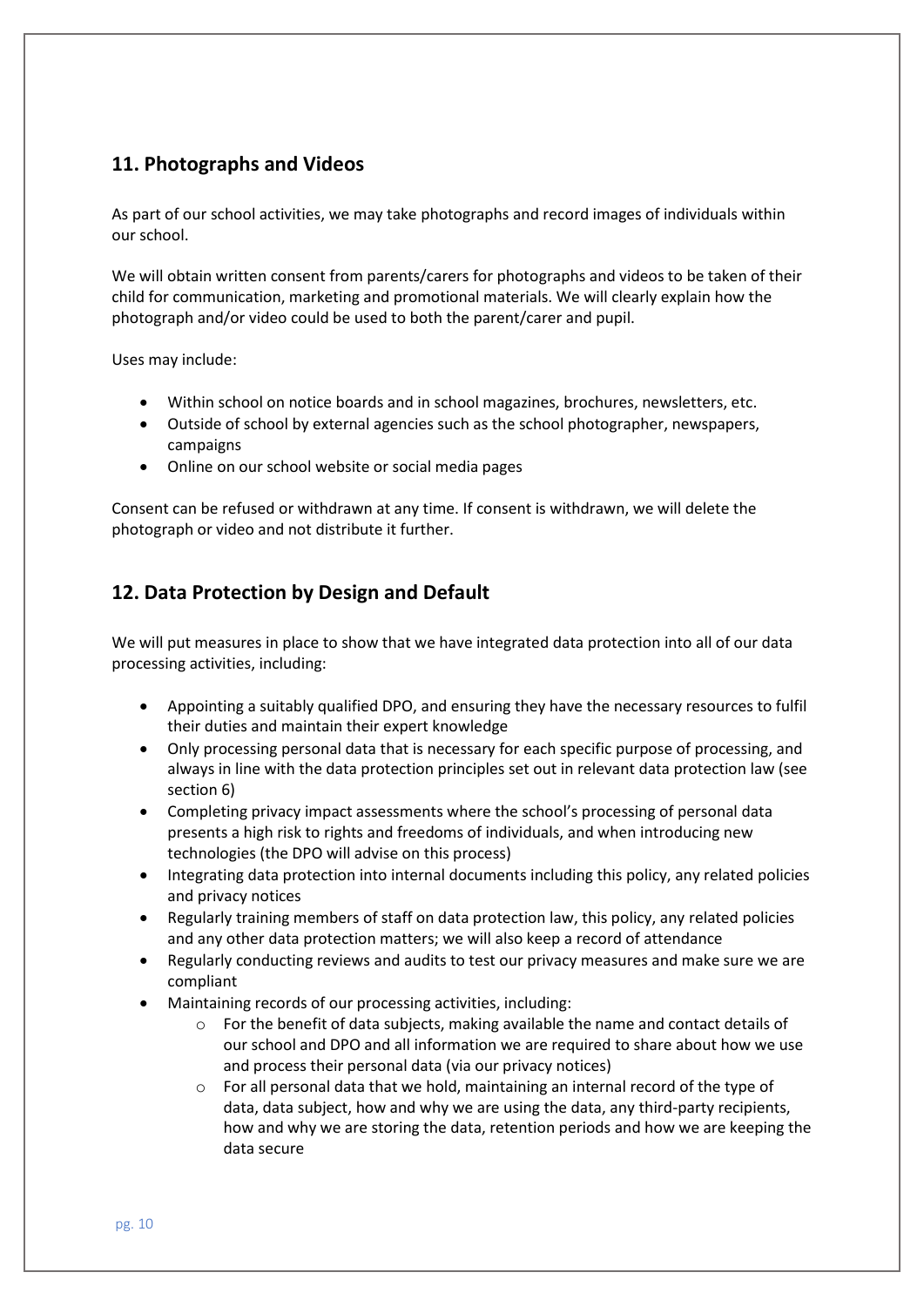## 11. Photographs and Videos

As part of our school activities, we may take photographs and record images of individuals within our school.

We will obtain written consent from parents/carers for photographs and videos to be taken of their child for communication, marketing and promotional materials. We will clearly explain how the photograph and/or video could be used to both the parent/carer and pupil.

Uses may include:

- Within school on notice boards and in school magazines, brochures, newsletters, etc.
- Outside of school by external agencies such as the school photographer, newspapers, campaigns
- Online on our school website or social media pages

Consent can be refused or withdrawn at any time. If consent is withdrawn, we will delete the photograph or video and not distribute it further.

## 12. Data Protection by Design and Default

We will put measures in place to show that we have integrated data protection into all of our data processing activities, including:

- Appointing a suitably qualified DPO, and ensuring they have the necessary resources to fulfil their duties and maintain their expert knowledge
- Only processing personal data that is necessary for each specific purpose of processing, and always in line with the data protection principles set out in relevant data protection law (see section 6)
- Completing privacy impact assessments where the school's processing of personal data presents a high risk to rights and freedoms of individuals, and when introducing new technologies (the DPO will advise on this process)
- Integrating data protection into internal documents including this policy, any related policies and privacy notices
- Regularly training members of staff on data protection law, this policy, any related policies and any other data protection matters; we will also keep a record of attendance
- Regularly conducting reviews and audits to test our privacy measures and make sure we are compliant
- Maintaining records of our processing activities, including:
    - For the benefit of data subjects, making available the name and contact details of our school and DPO and all information we are required to share about how we use and process their personal data (via our privacy notices)
    - For all personal data that we hold, maintaining an internal record of the type of data, data subject, how and why we are using the data, any third-party recipients, how and why we are storing the data, retention periods and how we are keeping the data secure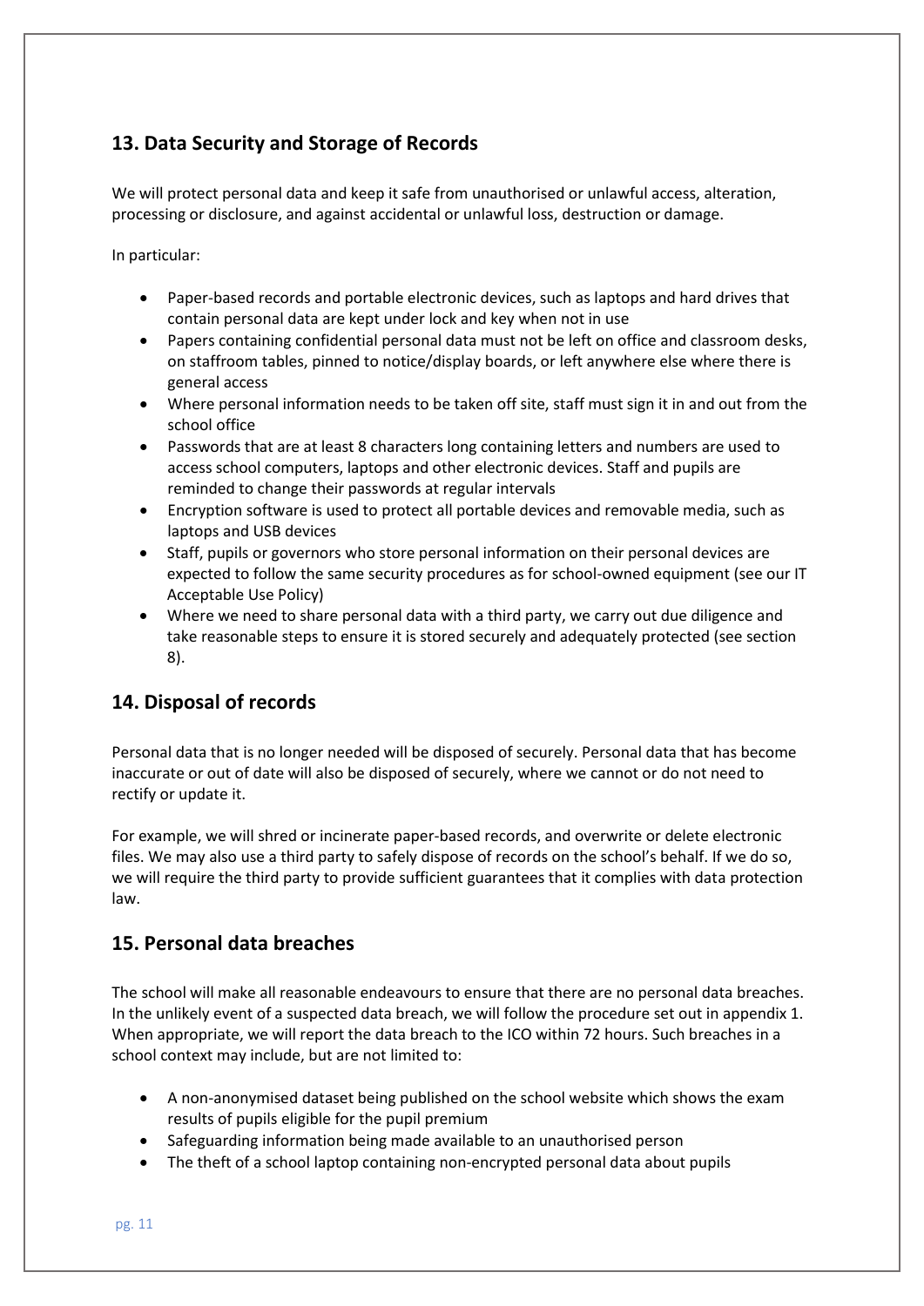## 13. Data Security and Storage of Records

We will protect personal data and keep it safe from unauthorised or unlawful access, alteration, processing or disclosure, and against accidental or unlawful loss, destruction or damage.

In particular:

- Paper-based records and portable electronic devices, such as laptops and hard drives that contain personal data are kept under lock and key when not in use
- Papers containing confidential personal data must not be left on office and classroom desks, on staffroom tables, pinned to notice/display boards, or left anywhere else where there is general access
- Where personal information needs to be taken off site, staff must sign it in and out from the school office
- Passwords that are at least 8 characters long containing letters and numbers are used to access school computers, laptops and other electronic devices. Staff and pupils are reminded to change their passwords at regular intervals
- Encryption software is used to protect all portable devices and removable media, such as laptops and USB devices
- Staff, pupils or governors who store personal information on their personal devices are expected to follow the same security procedures as for school-owned equipment (see our IT Acceptable Use Policy)
- Where we need to share personal data with a third party, we carry out due diligence and take reasonable steps to ensure it is stored securely and adequately protected (see section 8).

## 14. Disposal of records

Personal data that is no longer needed will be disposed of securely. Personal data that has become inaccurate or out of date will also be disposed of securely, where we cannot or do not need to rectify or update it.

For example, we will shred or incinerate paper-based records, and overwrite or delete electronic files. We may also use a third party to safely dispose of records on the school's behalf. If we do so, we will require the third party to provide sufficient guarantees that it complies with data protection law.

## 15. Personal data breaches

The school will make all reasonable endeavours to ensure that there are no personal data breaches. In the unlikely event of a suspected data breach, we will follow the procedure set out in appendix 1. When appropriate, we will report the data breach to the ICO within 72 hours. Such breaches in a school context may include, but are not limited to:

- A non-anonymised dataset being published on the school website which shows the exam results of pupils eligible for the pupil premium
- Safeguarding information being made available to an unauthorised person
- The theft of a school laptop containing non-encrypted personal data about pupils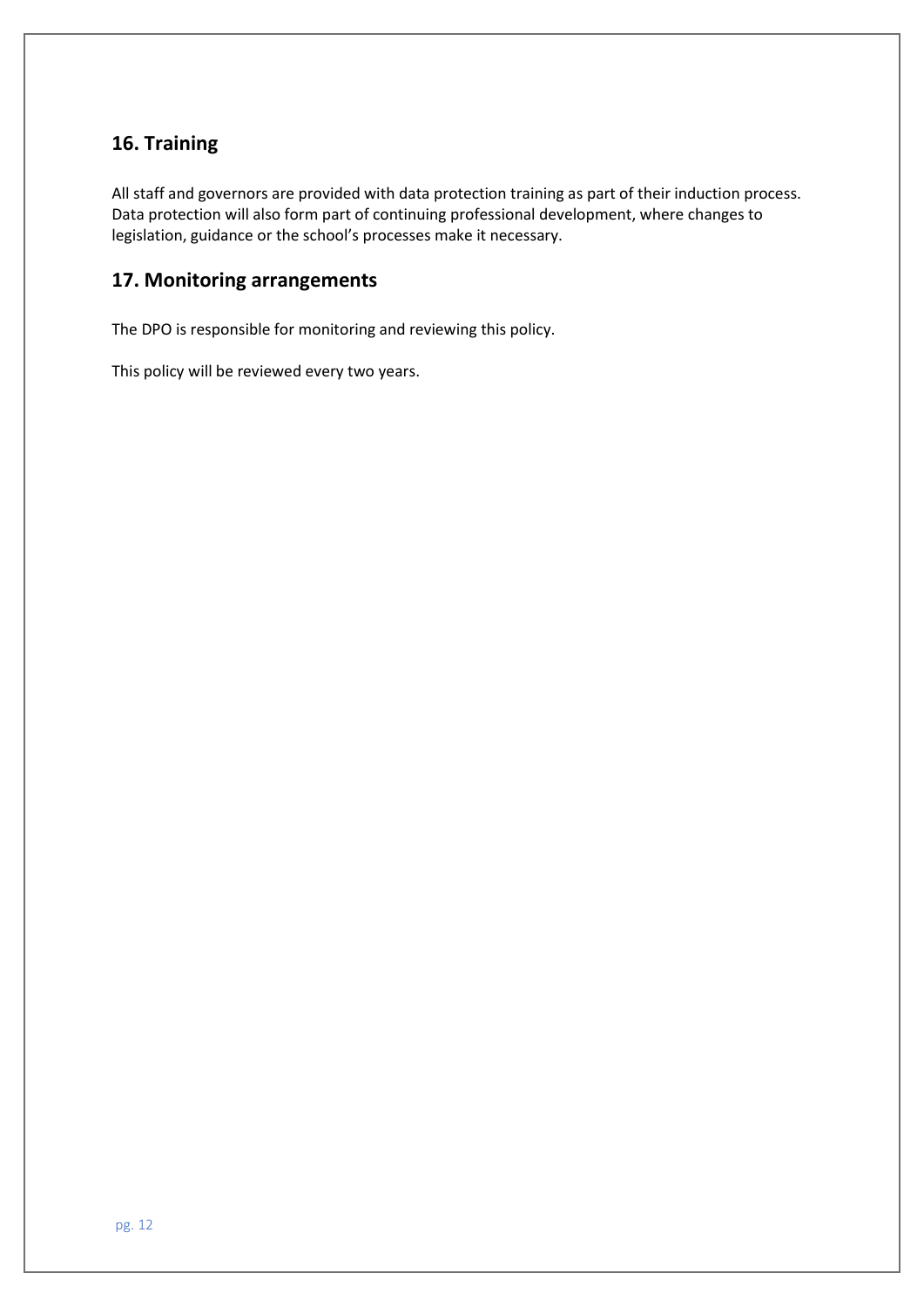## 16. Training

All staff and governors are provided with data protection training as part of their induction process. Data protection will also form part of continuing professional development, where changes to legislation, guidance or the school's processes make it necessary.

## 17. Monitoring arrangements

The DPO is responsible for monitoring and reviewing this policy.

This policy will be reviewed every two years.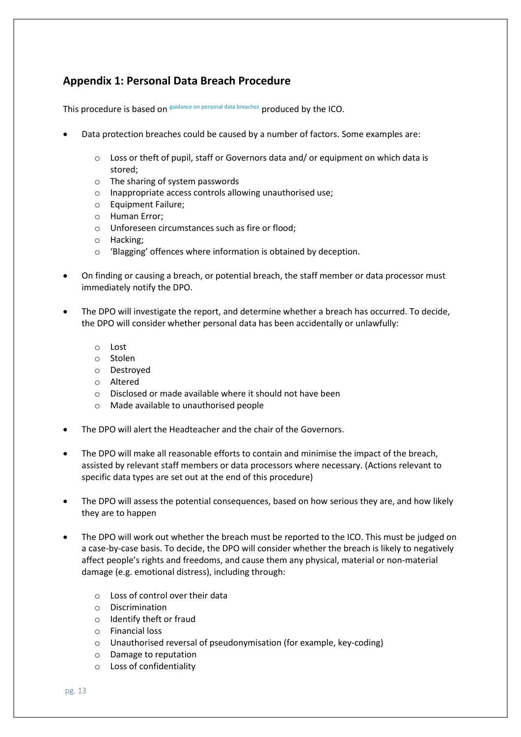## Appendix 1: Personal Data Breach Procedure

This procedure is based on guidance on personal data breaches produced by the ICO.

- Data protection breaches could be caused by a number of factors. Some examples are:
  - Loss or theft of pupil, staff or Governors data and/ or equipment on which data is stored;
  - The sharing of system passwords
  - Inappropriate access controls allowing unauthorised use;
  - Equipment Failure;
  - Human Error;
  - Unforeseen circumstances such as fire or flood;
  - Hacking;
  - 'Blagging' offences where information is obtained by deception.

- On finding or causing a breach, or potential breach, the staff member or data processor must immediately notify the DPO.

- The DPO will investigate the report, and determine whether a breach has occurred. To decide, the DPO will consider whether personal data has been accidentally or unlawfully:
  - Lost
  - Stolen
  - Destroyed
  - Altered
  - Disclosed or made available where it should not have been
  - Made available to unauthorised people

- The DPO will alert the Headteacher and the chair of the Governors.

- The DPO will make all reasonable efforts to contain and minimise the impact of the breach, assisted by relevant staff members or data processors where necessary. (Actions relevant to specific data types are set out at the end of this procedure)

- The DPO will assess the potential consequences, based on how serious they are, and how likely they are to happen

- The DPO will work out whether the breach must be reported to the ICO. This must be judged on a case-by-case basis. To decide, the DPO will consider whether the breach is likely to negatively affect people's rights and freedoms, and cause them any physical, material or non-material damage (e.g. emotional distress), including through:
  - Loss of control over their data
  - Discrimination
  - Identify theft or fraud
  - Financial loss
  - Unauthorised reversal of pseudonymisation (for example, key-coding)
  - Damage to reputation
  - Loss of confidentiality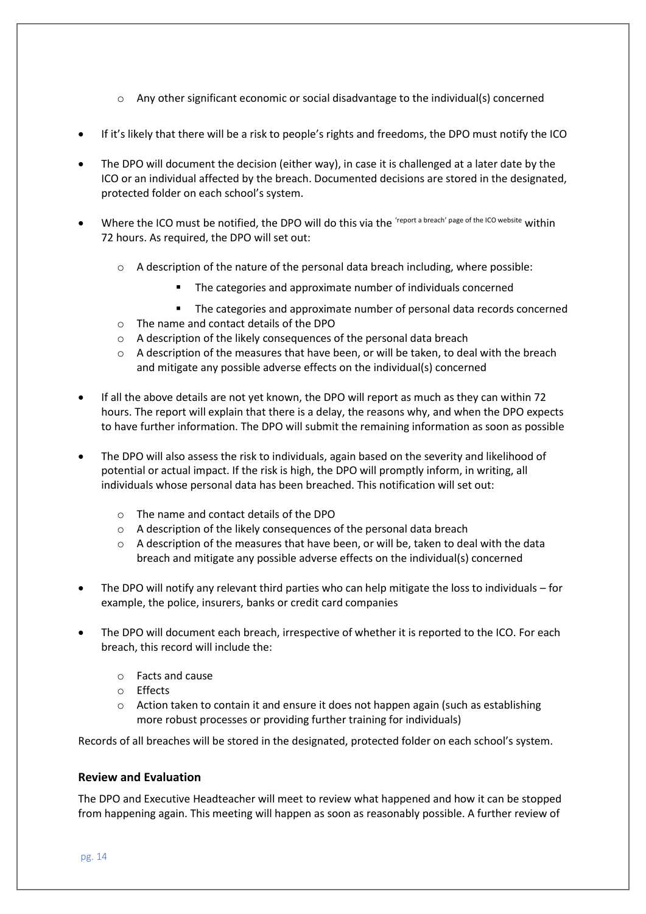- Any other significant economic or social disadvantage to the individual(s) concerned

- If it's likely that there will be a risk to people's rights and freedoms, the DPO must notify the ICO

- The DPO will document the decision (either way), in case it is challenged at a later date by the ICO or an individual affected by the breach. Documented decisions are stored in the designated, protected folder on each school's system.

- Where the ICO must be notified, the DPO will do this via the 'report a breach' page of the ICO website within 72 hours. As required, the DPO will set out:

    - A description of the nature of the personal data breach including, where possible:
        - The categories and approximate number of individuals concerned
        - The categories and approximate number of personal data records concerned
    - The name and contact details of the DPO
    - A description of the likely consequences of the personal data breach
    - A description of the measures that have been, or will be taken, to deal with the breach and mitigate any possible adverse effects on the individual(s) concerned

- If all the above details are not yet known, the DPO will report as much as they can within 72 hours. The report will explain that there is a delay, the reasons why, and when the DPO expects to have further information. The DPO will submit the remaining information as soon as possible

- The DPO will also assess the risk to individuals, again based on the severity and likelihood of potential or actual impact. If the risk is high, the DPO will promptly inform, in writing, all individuals whose personal data has been breached. This notification will set out:

    - The name and contact details of the DPO
    - A description of the likely consequences of the personal data breach
    - A description of the measures that have been, or will be, taken to deal with the data breach and mitigate any possible adverse effects on the individual(s) concerned

- The DPO will notify any relevant third parties who can help mitigate the loss to individuals – for example, the police, insurers, banks or credit card companies

- The DPO will document each breach, irrespective of whether it is reported to the ICO. For each breach, this record will include the:

    - Facts and cause
    - Effects
    - Action taken to contain it and ensure it does not happen again (such as establishing more robust processes or providing further training for individuals)

Records of all breaches will be stored in the designated, protected folder on each school's system.

### Review and Evaluation

The DPO and Executive Headteacher will meet to review what happened and how it can be stopped from happening again. This meeting will happen as soon as reasonably possible. A further review of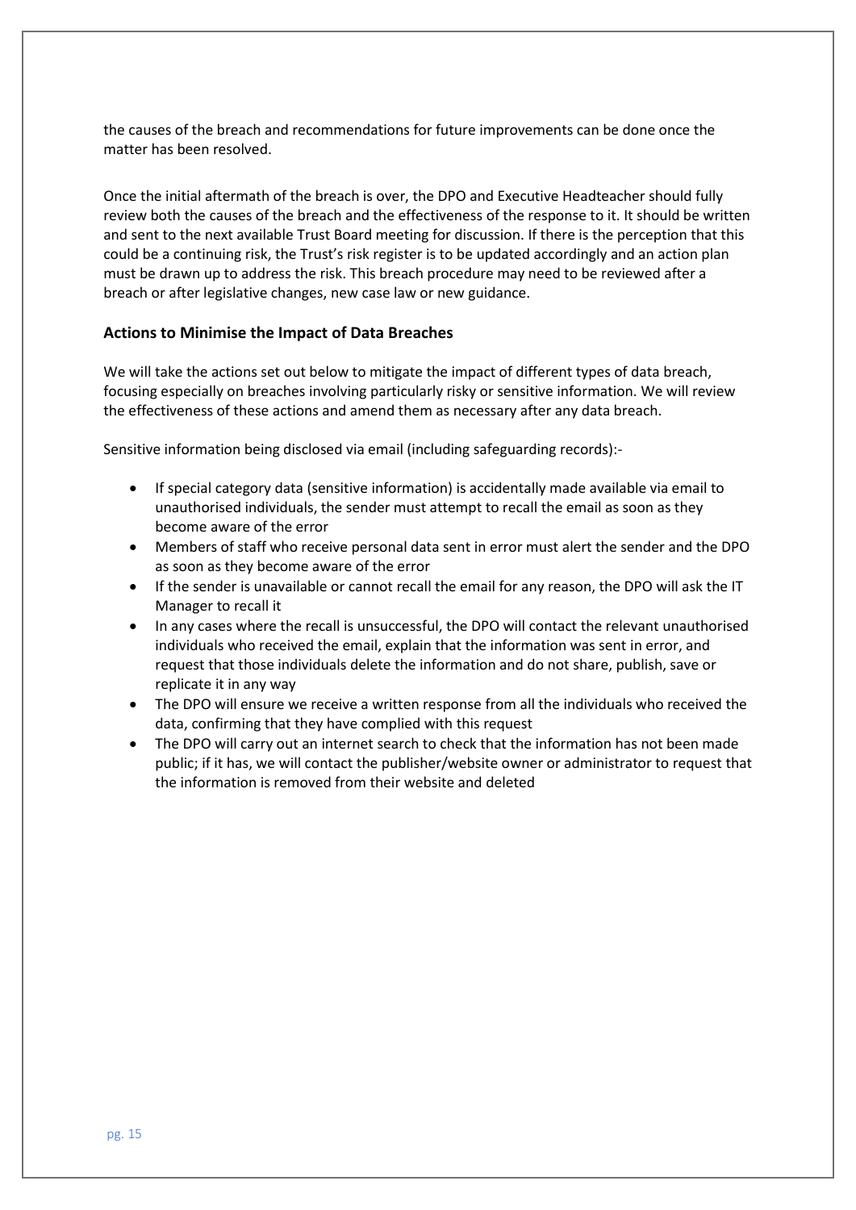the causes of the breach and recommendations for future improvements can be done once the matter has been resolved.

Once the initial aftermath of the breach is over, the DPO and Executive Headteacher should fully review both the causes of the breach and the effectiveness of the response to it. It should be written and sent to the next available Trust Board meeting for discussion. If there is the perception that this could be a continuing risk, the Trust's risk register is to be updated accordingly and an action plan must be drawn up to address the risk. This breach procedure may need to be reviewed after a breach or after legislative changes, new case law or new guidance.

### Actions to Minimise the Impact of Data Breaches

We will take the actions set out below to mitigate the impact of different types of data breach, focusing especially on breaches involving particularly risky or sensitive information. We will review the effectiveness of these actions and amend them as necessary after any data breach.

Sensitive information being disclosed via email (including safeguarding records):-

- If special category data (sensitive information) is accidentally made available via email to unauthorised individuals, the sender must attempt to recall the email as soon as they become aware of the error
- Members of staff who receive personal data sent in error must alert the sender and the DPO as soon as they become aware of the error
- If the sender is unavailable or cannot recall the email for any reason, the DPO will ask the IT Manager to recall it
- In any cases where the recall is unsuccessful, the DPO will contact the relevant unauthorised individuals who received the email, explain that the information was sent in error, and request that those individuals delete the information and do not share, publish, save or replicate it in any way
- The DPO will ensure we receive a written response from all the individuals who received the data, confirming that they have complied with this request
- The DPO will carry out an internet search to check that the information has not been made public; if it has, we will contact the publisher/website owner or administrator to request that the information is removed from their website and deleted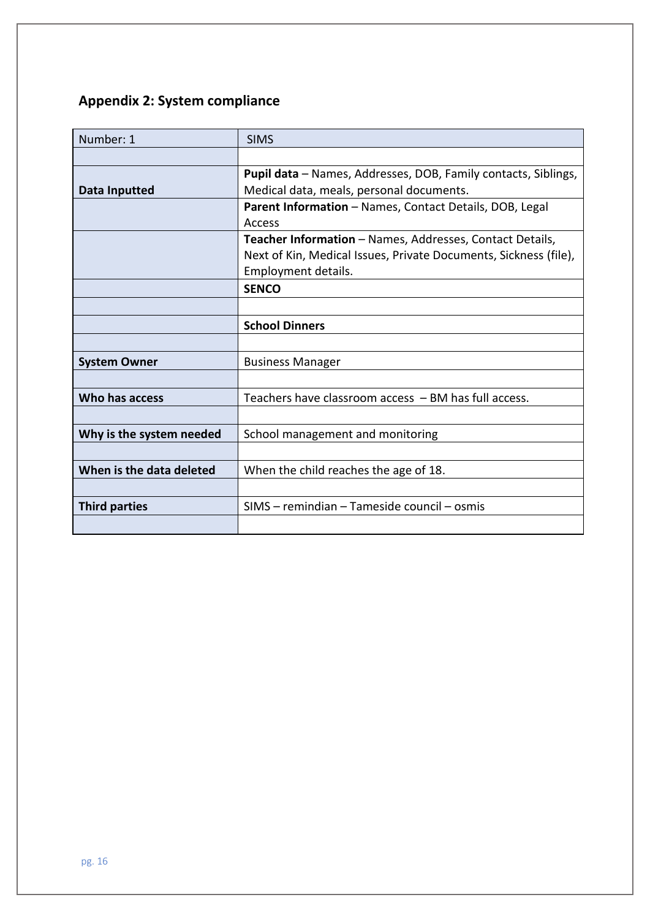## Appendix 2: System compliance

| Number: 1 | SIMS |
|---|---|
| | |
| **Data Inputted** | **Pupil data** – Names, Addresses, DOB, Family contacts, Siblings, Medical data, meals, personal documents. |
| | **Parent Information** – Names, Contact Details, DOB, Legal Access |
| | **Teacher Information** – Names, Addresses, Contact Details, Next of Kin, Medical Issues, Private Documents, Sickness (file), Employment details. |
| | **SENCO** |
| | |
| | **School Dinners** |
| | |
| **System Owner** | Business Manager |
| | |
| **Who has access** | Teachers have classroom access – BM has full access. |
| | |
| **Why is the system needed** | School management and monitoring |
| | |
| **When is the data deleted** | When the child reaches the age of 18. |
| | |
| **Third parties** | SIMS – remindian – Tameside council – osmis |
| | |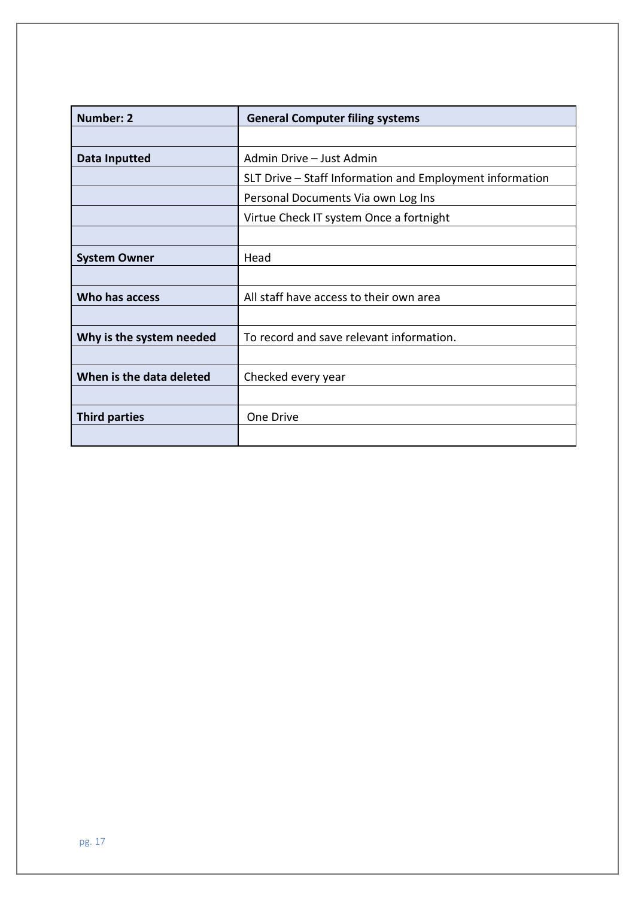| Number: 2 | General Computer filing systems |
|---|---|
| | |
| **Data Inputted** | Admin Drive – Just Admin |
| | SLT Drive – Staff Information and Employment information |
| | Personal Documents Via own Log Ins |
| | Virtue Check IT system Once a fortnight |
| | |
| **System Owner** | Head |
| | |
| **Who has access** | All staff have access to their own area |
| | |
| **Why is the system needed** | To record and save relevant information. |
| | |
| **When is the data deleted** | Checked every year |
| | |
| **Third parties** | One Drive |
| | |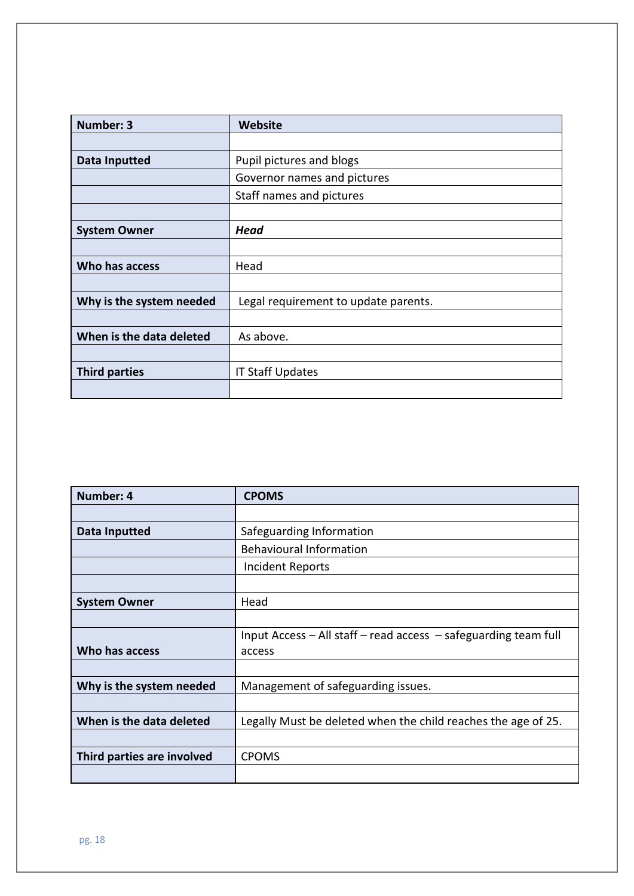| Number: 3 | Website |
|---|---|
| | |
| **Data Inputted** | Pupil pictures and blogs |
| | Governor names and pictures |
| | Staff names and pictures |
| | |
| **System Owner** | ***Head*** |
| | |
| **Who has access** | Head |
| | |
| **Why is the system needed** | Legal requirement to update parents. |
| | |
| **When is the data deleted** | As above. |
| | |
| **Third parties** | IT Staff Updates |
| | |

| Number: 4 | CPOMS |
|---|---|
| | |
| **Data Inputted** | Safeguarding Information |
| | Behavioural Information |
| | Incident Reports |
| | |
| **System Owner** | Head |
| | |
| **Who has access** | Input Access – All staff – read access – safeguarding team full access |
| | |
| **Why is the system needed** | Management of safeguarding issues. |
| | |
| **When is the data deleted** | Legally Must be deleted when the child reaches the age of 25. |
| | |
| **Third parties are involved** | CPOMS |
| | |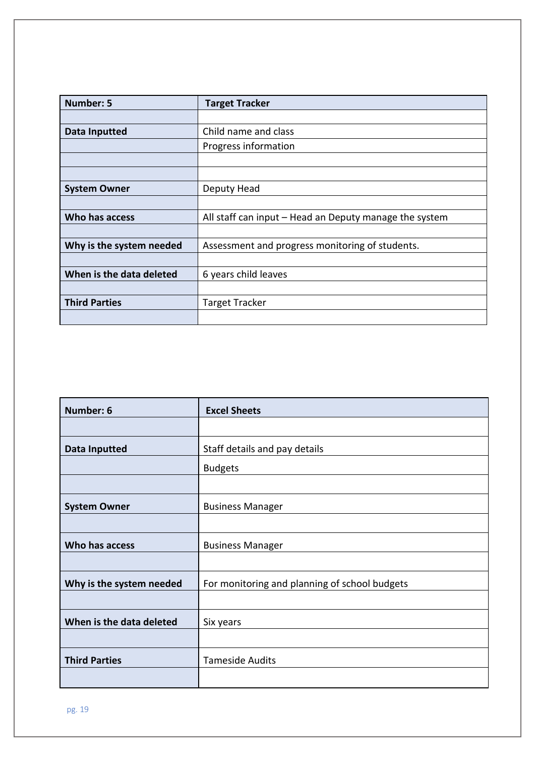| Number: 5 | Target Tracker |
|---|---|
| | |
| Data Inputted | Child name and class |
| | Progress information |
| | |
| | |
| System Owner | Deputy Head |
| | |
| Who has access | All staff can input – Head an Deputy manage the system |
| | |
| Why is the system needed | Assessment and progress monitoring of students. |
| | |
| When is the data deleted | 6 years child leaves |
| | |
| Third Parties | Target Tracker |
| | |

| Number: 6 | Excel Sheets |
|---|---|
| | |
| Data Inputted | Staff details and pay details |
| | Budgets |
| | |
| System Owner | Business Manager |
| | |
| Who has access | Business Manager |
| | |
| Why is the system needed | For monitoring and planning of school budgets |
| | |
| When is the data deleted | Six years |
| | |
| Third Parties | Tameside Audits |
| | |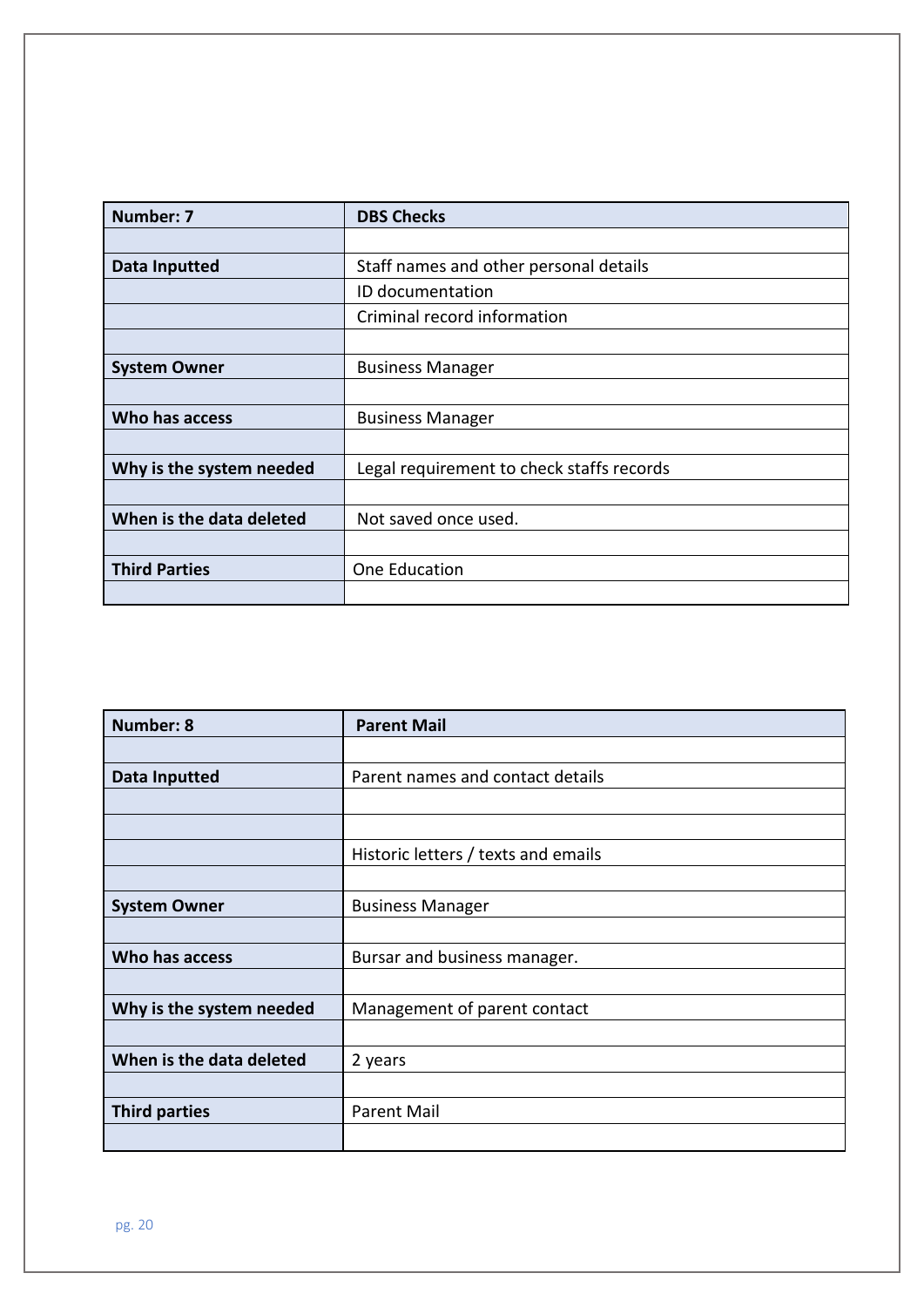| Number: 7 | DBS Checks |
|---|---|
| | |
| **Data Inputted** | Staff names and other personal details |
| | ID documentation |
| | Criminal record information |
| | |
| **System Owner** | Business Manager |
| | |
| **Who has access** | Business Manager |
| | |
| **Why is the system needed** | Legal requirement to check staffs records |
| | |
| **When is the data deleted** | Not saved once used. |
| | |
| **Third Parties** | One Education |
| | |

| Number: 8 | Parent Mail |
|---|---|
| | |
| **Data Inputted** | Parent names and contact details |
| | |
| | |
| | Historic letters / texts and emails |
| | |
| **System Owner** | Business Manager |
| | |
| **Who has access** | Bursar and business manager. |
| | |
| **Why is the system needed** | Management of parent contact |
| | |
| **When is the data deleted** | 2 years |
| | |
| **Third parties** | Parent Mail |
| | |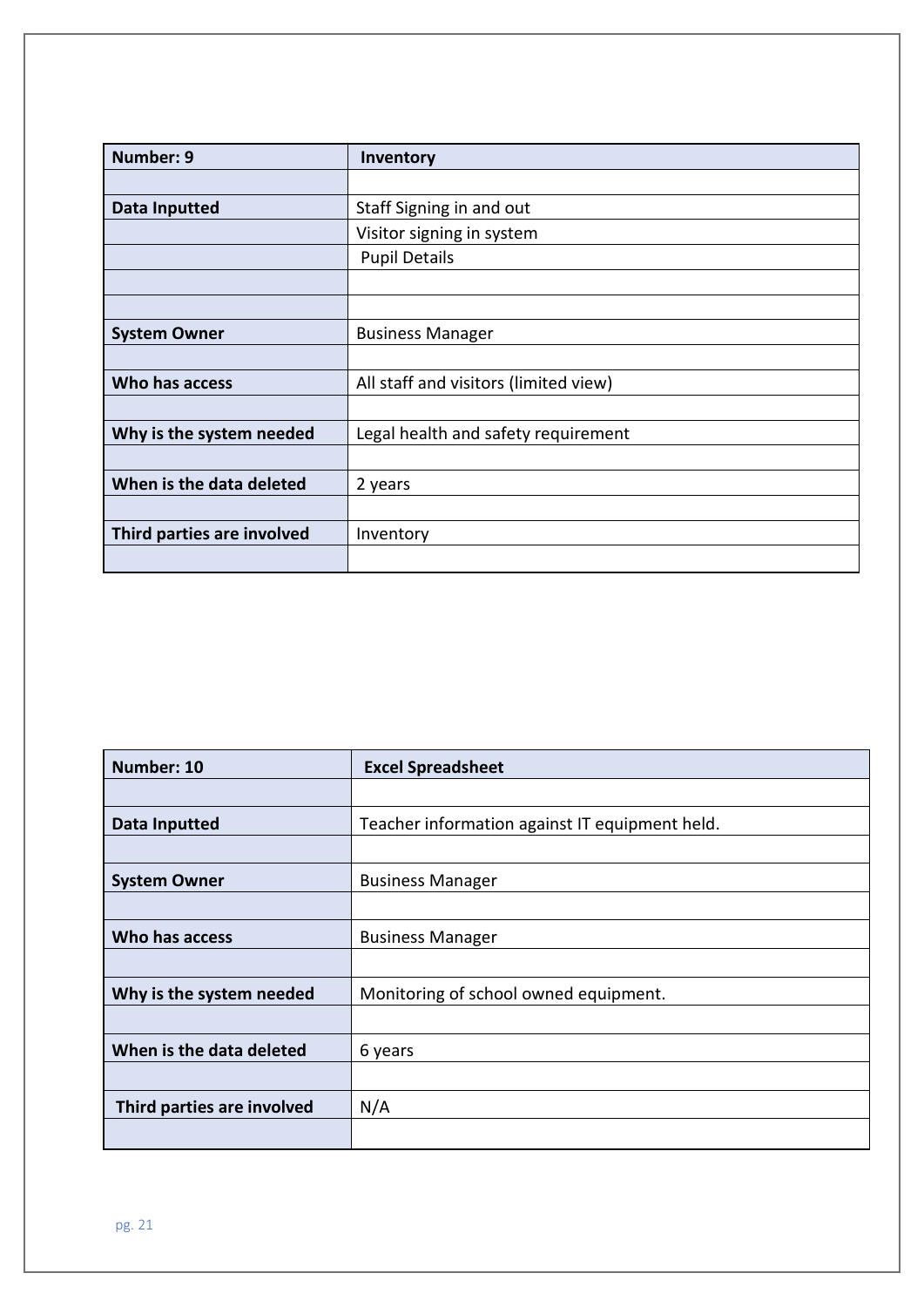| Number: 9 | Inventory |
|---|---|
| | |
| Data Inputted | Staff Signing in and out |
| | Visitor signing in system |
| | Pupil Details |
| | |
| | |
| System Owner | Business Manager |
| | |
| Who has access | All staff and visitors (limited view) |
| | |
| Why is the system needed | Legal health and safety requirement |
| | |
| When is the data deleted | 2 years |
| | |
| Third parties are involved | Inventory |
| | |

| Number: 10 | Excel Spreadsheet |
|---|---|
| | |
| Data Inputted | Teacher information against IT equipment held. |
| | |
| System Owner | Business Manager |
| | |
| Who has access | Business Manager |
| | |
| Why is the system needed | Monitoring of school owned equipment. |
| | |
| When is the data deleted | 6 years |
| | |
| Third parties are involved | N/A |
| | |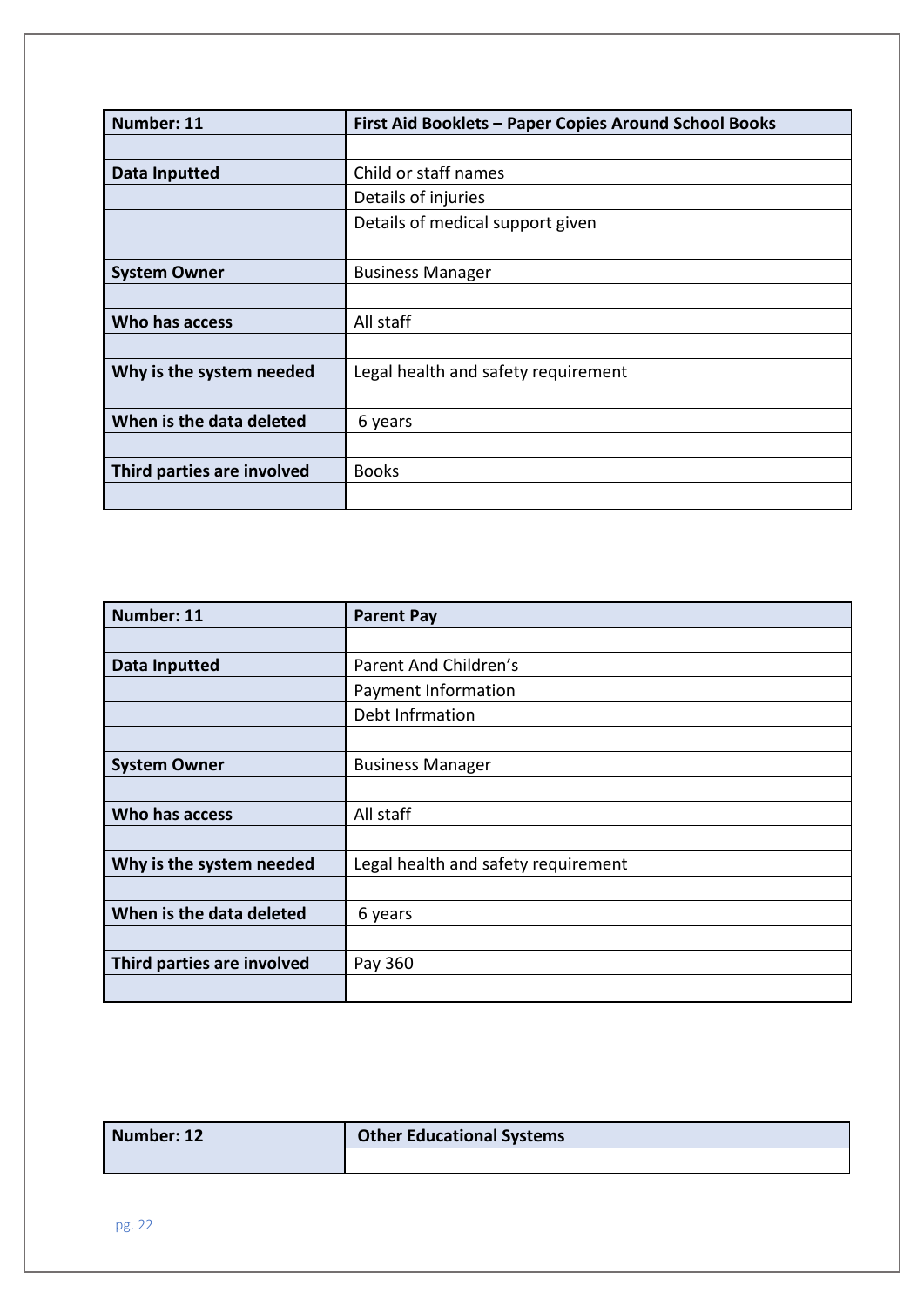| Number: 11 | First Aid Booklets – Paper Copies Around School Books |
|---|---|
| | |
| Data Inputted | Child or staff names |
| | Details of injuries |
| | Details of medical support given |
| | |
| System Owner | Business Manager |
| | |
| Who has access | All staff |
| | |
| Why is the system needed | Legal health and safety requirement |
| | |
| When is the data deleted | 6 years |
| | |
| Third parties are involved | Books |
| | |

| Number: 11 | Parent Pay |
|---|---|
| | |
| Data Inputted | Parent And Children's |
| | Payment Information |
| | Debt Infrmation |
| | |
| System Owner | Business Manager |
| | |
| Who has access | All staff |
| | |
| Why is the system needed | Legal health and safety requirement |
| | |
| When is the data deleted | 6 years |
| | |
| Third parties are involved | Pay 360 |
| | |

| Number: 12 | Other Educational Systems |
|---|---|
| | |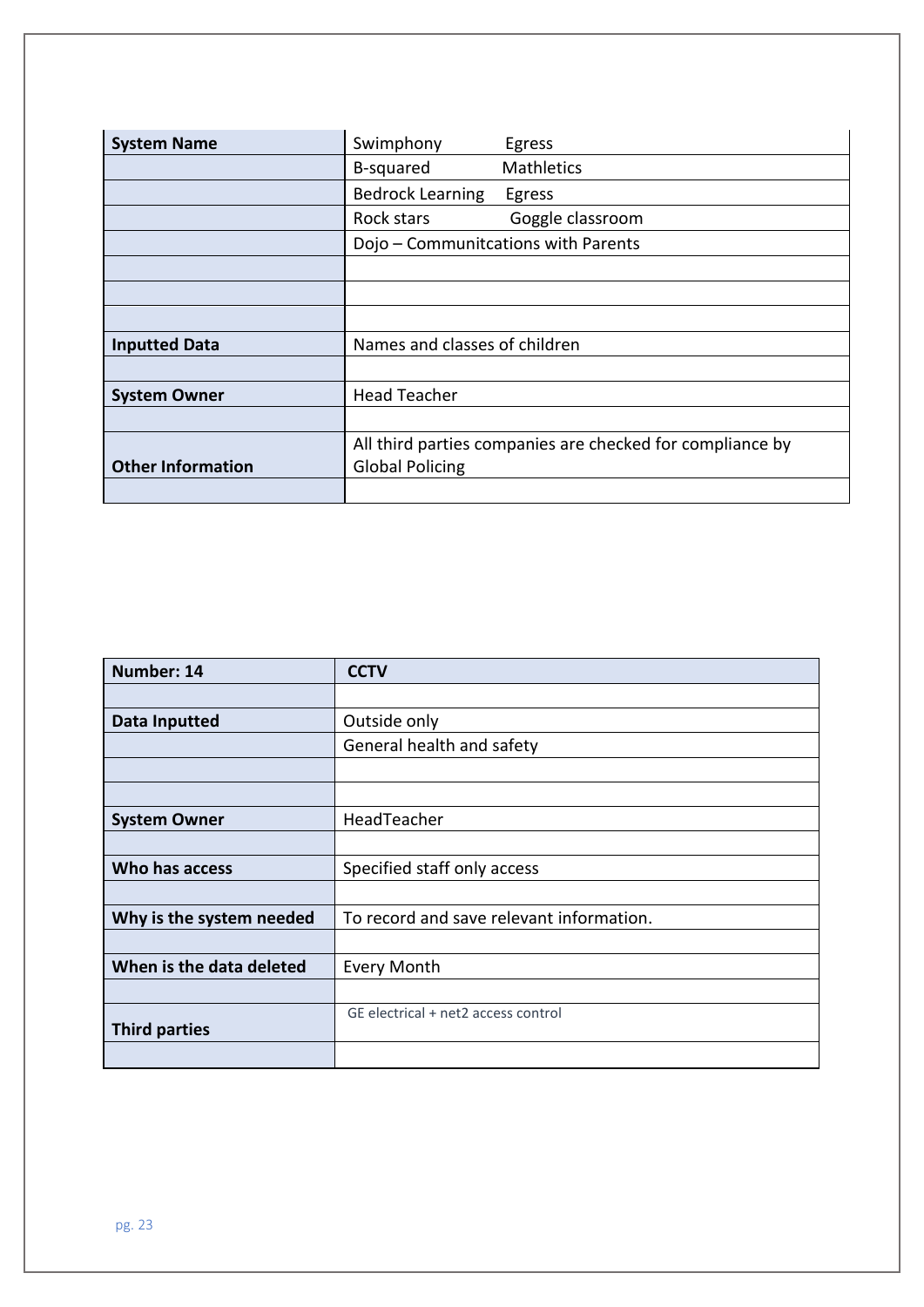| | |
|---|---|
| **System Name** | Swimphony Egress |
| | B-squared Mathletics |
| | Bedrock Learning Egress |
| | Rock stars Goggle classroom |
| | Dojo – Communitcations with Parents |
| | |
| | |
| | |
| **Inputted Data** | Names and classes of children |
| | |
| **System Owner** | Head Teacher |
| | |
| **Other Information** | All third parties companies are checked for compliance by Global Policing |
| | |

| **Number: 14** | **CCTV** |
|---|---|
| | |
| **Data Inputted** | Outside only |
| | General health and safety |
| | |
| | |
| **System Owner** | HeadTeacher |
| | |
| **Who has access** | Specified staff only access |
| | |
| **Why is the system needed** | To record and save relevant information. |
| | |
| **When is the data deleted** | Every Month |
| | |
| **Third parties** | GE electrical + net2 access control |
| | |